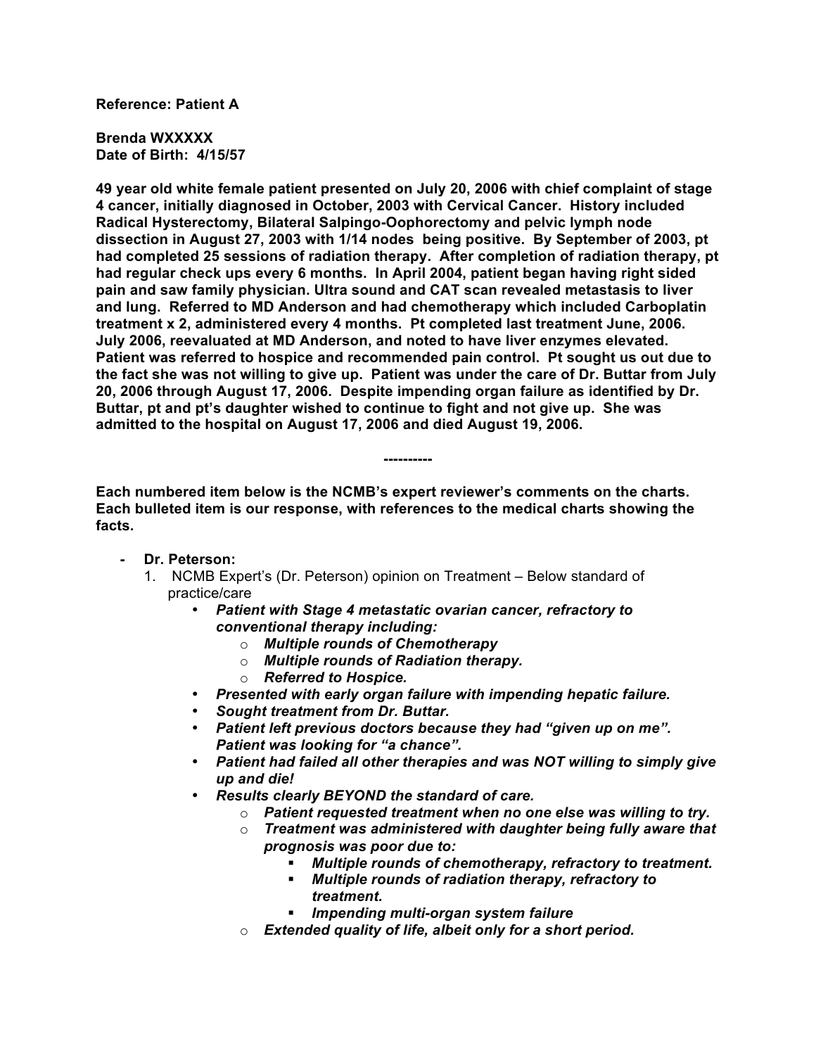**Reference: Patient A**

**Brenda WXXXXX**
**Date of Birth: 4/15/57**

**49 year old white female patient presented on July 20, 2006 with chief complaint of stage 4 cancer, initially diagnosed in October, 2003 with Cervical Cancer. History included Radical Hysterectomy, Bilateral Salpingo-Oophorectomy and pelvic lymph node dissection in August 27, 2003 with 1/14 nodes being positive. By September of 2003, pt had completed 25 sessions of radiation therapy. After completion of radiation therapy, pt had regular check ups every 6 months. In April 2004, patient began having right sided pain and saw family physician. Ultra sound and CAT scan revealed metastasis to liver and lung. Referred to MD Anderson and had chemotherapy which included Carboplatin treatment x 2, administered every 4 months. Pt completed last treatment June, 2006. July 2006, reevaluated at MD Anderson, and noted to have liver enzymes elevated. Patient was referred to hospice and recommended pain control. Pt sought us out due to the fact she was not willing to give up. Patient was under the care of Dr. Buttar from July 20, 2006 through August 17, 2006. Despite impending organ failure as identified by Dr. Buttar, pt and pt's daughter wished to continue to fight and not give up. She was admitted to the hospital on August 17, 2006 and died August 19, 2006.**

**----------**

**Each numbered item below is the NCMB's expert reviewer's comments on the charts. Each bulleted item is our response, with references to the medical charts showing the facts.**

- **Dr. Peterson:**
  1. NCMB Expert's (Dr. Peterson) opinion on Treatment – Below standard of practice/care
     - ***Patient with Stage 4 metastatic ovarian cancer, refractory to conventional therapy including:***
       - ***Multiple rounds of Chemotherapy***
       - ***Multiple rounds of Radiation therapy.***
       - ***Referred to Hospice.***
     - ***Presented with early organ failure with impending hepatic failure.***
     - ***Sought treatment from Dr. Buttar.***
     - ***Patient left previous doctors because they had "given up on me". Patient was looking for "a chance".***
     - ***Patient had failed all other therapies and was NOT willing to simply give up and die!***
     - ***Results clearly BEYOND the standard of care.***
       - ***Patient requested treatment when no one else was willing to try.***
       - ***Treatment was administered with daughter being fully aware that prognosis was poor due to:***
         - ***Multiple rounds of chemotherapy, refractory to treatment.***
         - ***Multiple rounds of radiation therapy, refractory to treatment.***
         - ***Impending multi-organ system failure***
       - ***Extended quality of life, albeit only for a short period.***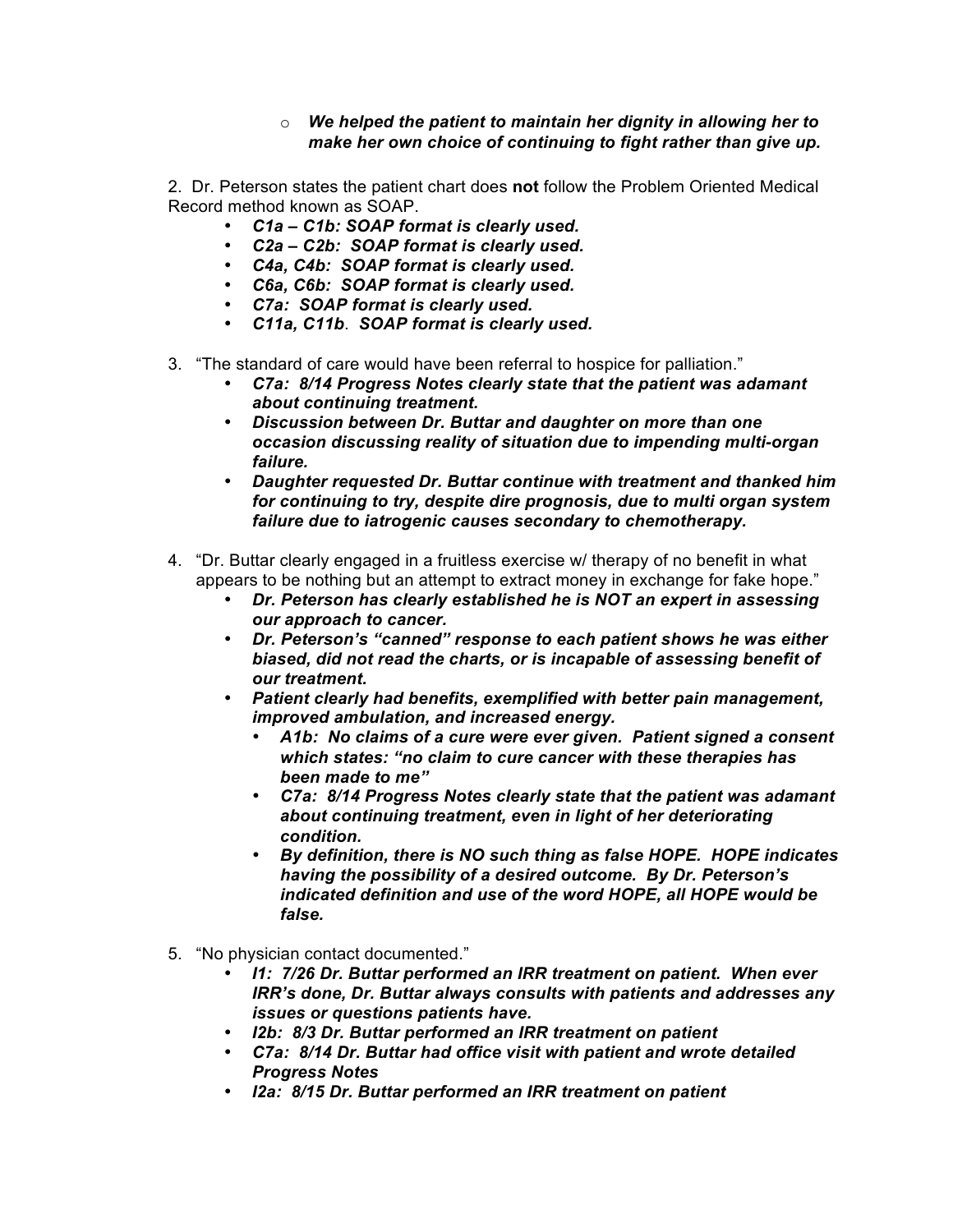- ***We helped the patient to maintain her dignity in allowing her to make her own choice of continuing to fight rather than give up.***

2. Dr. Peterson states the patient chart does **not** follow the Problem Oriented Medical Record method known as SOAP.
   - ***C1a – C1b: SOAP format is clearly used.***
   - ***C2a – C2b: SOAP format is clearly used.***
   - ***C4a, C4b: SOAP format is clearly used.***
   - ***C6a, C6b: SOAP format is clearly used.***
   - ***C7a: SOAP format is clearly used.***
   - ***C11a, C11b. SOAP format is clearly used.***

3. "The standard of care would have been referral to hospice for palliation."
   - ***C7a: 8/14 Progress Notes clearly state that the patient was adamant about continuing treatment.***
   - ***Discussion between Dr. Buttar and daughter on more than one occasion discussing reality of situation due to impending multi-organ failure.***
   - ***Daughter requested Dr. Buttar continue with treatment and thanked him for continuing to try, despite dire prognosis, due to multi organ system failure due to iatrogenic causes secondary to chemotherapy.***

4. "Dr. Buttar clearly engaged in a fruitless exercise w/ therapy of no benefit in what appears to be nothing but an attempt to extract money in exchange for fake hope."
   - ***Dr. Peterson has clearly established he is NOT an expert in assessing our approach to cancer.***
   - ***Dr. Peterson's "canned" response to each patient shows he was either biased, did not read the charts, or is incapable of assessing benefit of our treatment.***
   - ***Patient clearly had benefits, exemplified with better pain management, improved ambulation, and increased energy.***
     - ***A1b: No claims of a cure were ever given. Patient signed a consent which states: "no claim to cure cancer with these therapies has been made to me"***
     - ***C7a: 8/14 Progress Notes clearly state that the patient was adamant about continuing treatment, even in light of her deteriorating condition.***
     - ***By definition, there is NO such thing as false HOPE. HOPE indicates having the possibility of a desired outcome. By Dr. Peterson's indicated definition and use of the word HOPE, all HOPE would be false.***

5. "No physician contact documented."
   - ***I1: 7/26 Dr. Buttar performed an IRR treatment on patient. When ever IRR's done, Dr. Buttar always consults with patients and addresses any issues or questions patients have.***
   - ***I2b: 8/3 Dr. Buttar performed an IRR treatment on patient***
   - ***C7a: 8/14 Dr. Buttar had office visit with patient and wrote detailed Progress Notes***
   - ***I2a: 8/15 Dr. Buttar performed an IRR treatment on patient***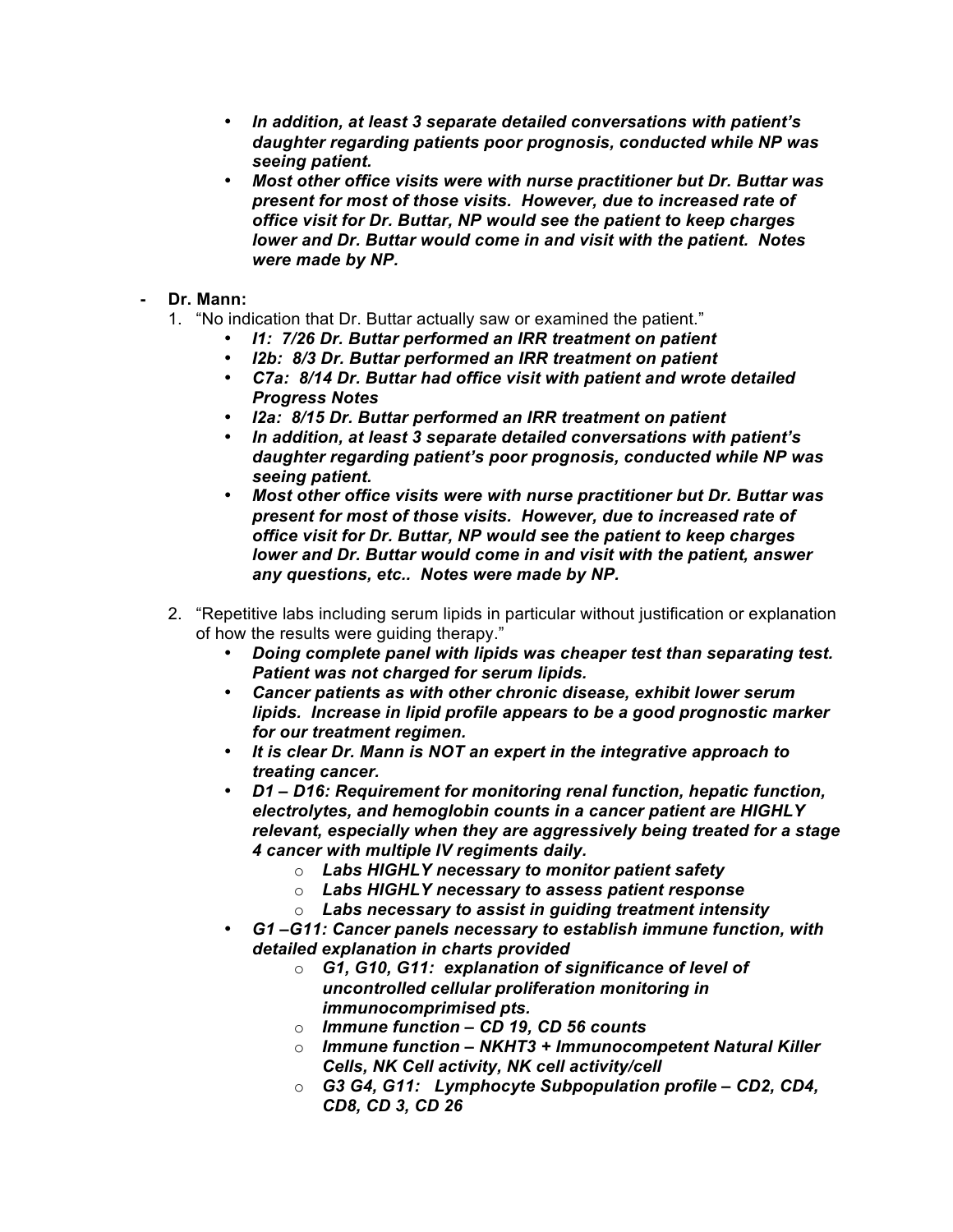- ***In addition, at least 3 separate detailed conversations with patient's daughter regarding patients poor prognosis, conducted while NP was seeing patient.***
- ***Most other office visits were with nurse practitioner but Dr. Buttar was present for most of those visits. However, due to increased rate of office visit for Dr. Buttar, NP would see the patient to keep charges lower and Dr. Buttar would come in and visit with the patient. Notes were made by NP.***

- **Dr. Mann:**
  1. "No indication that Dr. Buttar actually saw or examined the patient."
     - ***I1: 7/26 Dr. Buttar performed an IRR treatment on patient***
     - ***I2b: 8/3 Dr. Buttar performed an IRR treatment on patient***
     - ***C7a: 8/14 Dr. Buttar had office visit with patient and wrote detailed Progress Notes***
     - ***I2a: 8/15 Dr. Buttar performed an IRR treatment on patient***
     - ***In addition, at least 3 separate detailed conversations with patient's daughter regarding patient's poor prognosis, conducted while NP was seeing patient.***
     - ***Most other office visits were with nurse practitioner but Dr. Buttar was present for most of those visits. However, due to increased rate of office visit for Dr. Buttar, NP would see the patient to keep charges lower and Dr. Buttar would come in and visit with the patient, answer any questions, etc.. Notes were made by NP.***
  2. "Repetitive labs including serum lipids in particular without justification or explanation of how the results were guiding therapy."
     - ***Doing complete panel with lipids was cheaper test than separating test. Patient was not charged for serum lipids.***
     - ***Cancer patients as with other chronic disease, exhibit lower serum lipids. Increase in lipid profile appears to be a good prognostic marker for our treatment regimen.***
     - ***It is clear Dr. Mann is NOT an expert in the integrative approach to treating cancer.***
     - ***D1 – D16: Requirement for monitoring renal function, hepatic function, electrolytes, and hemoglobin counts in a cancer patient are HIGHLY relevant, especially when they are aggressively being treated for a stage 4 cancer with multiple IV regiments daily.***
       - ***Labs HIGHLY necessary to monitor patient safety***
       - ***Labs HIGHLY necessary to assess patient response***
       - ***Labs necessary to assist in guiding treatment intensity***
     - ***G1 –G11: Cancer panels necessary to establish immune function, with detailed explanation in charts provided***
       - ***G1, G10, G11: explanation of significance of level of uncontrolled cellular proliferation monitoring in immunocomprimised pts.***
       - ***Immune function – CD 19, CD 56 counts***
       - ***Immune function – NKHT3 + Immunocompetent Natural Killer Cells, NK Cell activity, NK cell activity/cell***
       - ***G3 G4, G11: Lymphocyte Subpopulation profile – CD2, CD4, CD8, CD 3, CD 26***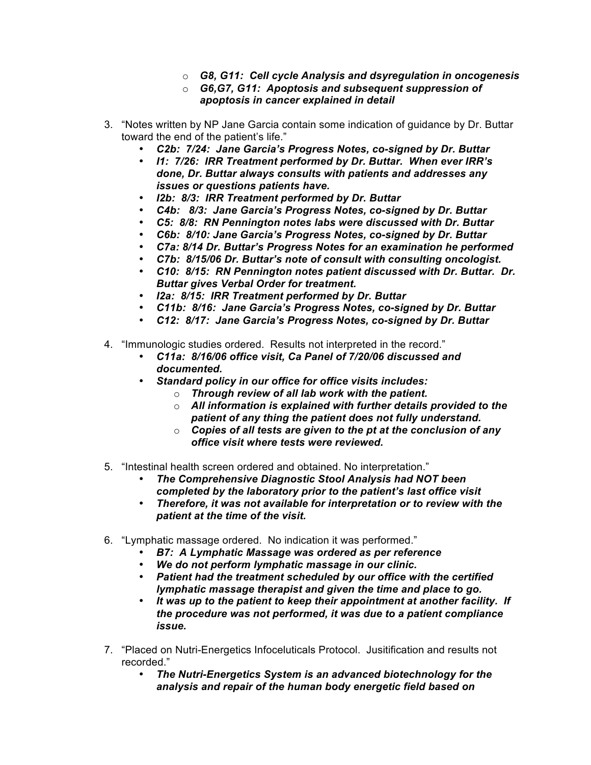- ***G8, G11: Cell cycle Analysis and dsyregulation in oncogenesis***
- ***G6,G7, G11: Apoptosis and subsequent suppression of apoptosis in cancer explained in detail***

3. "Notes written by NP Jane Garcia contain some indication of guidance by Dr. Buttar toward the end of the patient's life."
   - ***C2b: 7/24: Jane Garcia's Progress Notes, co-signed by Dr. Buttar***
   - ***I1: 7/26: IRR Treatment performed by Dr. Buttar. When ever IRR's done, Dr. Buttar always consults with patients and addresses any issues or questions patients have.***
   - ***I2b: 8/3: IRR Treatment performed by Dr. Buttar***
   - ***C4b: 8/3: Jane Garcia's Progress Notes, co-signed by Dr. Buttar***
   - ***C5: 8/8: RN Pennington notes labs were discussed with Dr. Buttar***
   - ***C6b: 8/10: Jane Garcia's Progress Notes, co-signed by Dr. Buttar***
   - ***C7a: 8/14 Dr. Buttar's Progress Notes for an examination he performed***
   - ***C7b: 8/15/06 Dr. Buttar's note of consult with consulting oncologist.***
   - ***C10: 8/15: RN Pennington notes patient discussed with Dr. Buttar. Dr. Buttar gives Verbal Order for treatment.***
   - ***I2a: 8/15: IRR Treatment performed by Dr. Buttar***
   - ***C11b: 8/16: Jane Garcia's Progress Notes, co-signed by Dr. Buttar***
   - ***C12: 8/17: Jane Garcia's Progress Notes, co-signed by Dr. Buttar***

4. "Immunologic studies ordered. Results not interpreted in the record."
   - ***C11a: 8/16/06 office visit, Ca Panel of 7/20/06 discussed and documented.***
   - ***Standard policy in our office for office visits includes:***
     - ***Through review of all lab work with the patient.***
     - ***All information is explained with further details provided to the patient of any thing the patient does not fully understand.***
     - ***Copies of all tests are given to the pt at the conclusion of any office visit where tests were reviewed.***

5. "Intestinal health screen ordered and obtained. No interpretation."
   - ***The Comprehensive Diagnostic Stool Analysis had NOT been completed by the laboratory prior to the patient's last office visit***
   - ***Therefore, it was not available for interpretation or to review with the patient at the time of the visit.***

6. "Lymphatic massage ordered. No indication it was performed."
   - ***B7: A Lymphatic Massage was ordered as per reference***
   - ***We do not perform lymphatic massage in our clinic.***
   - ***Patient had the treatment scheduled by our office with the certified lymphatic massage therapist and given the time and place to go.***
   - ***It was up to the patient to keep their appointment at another facility. If the procedure was not performed, it was due to a patient compliance issue.***

7. "Placed on Nutri-Energetics Infoceluticals Protocol. Jusitification and results not recorded."
   - ***The Nutri-Energetics System is an advanced biotechnology for the analysis and repair of the human body energetic field based on***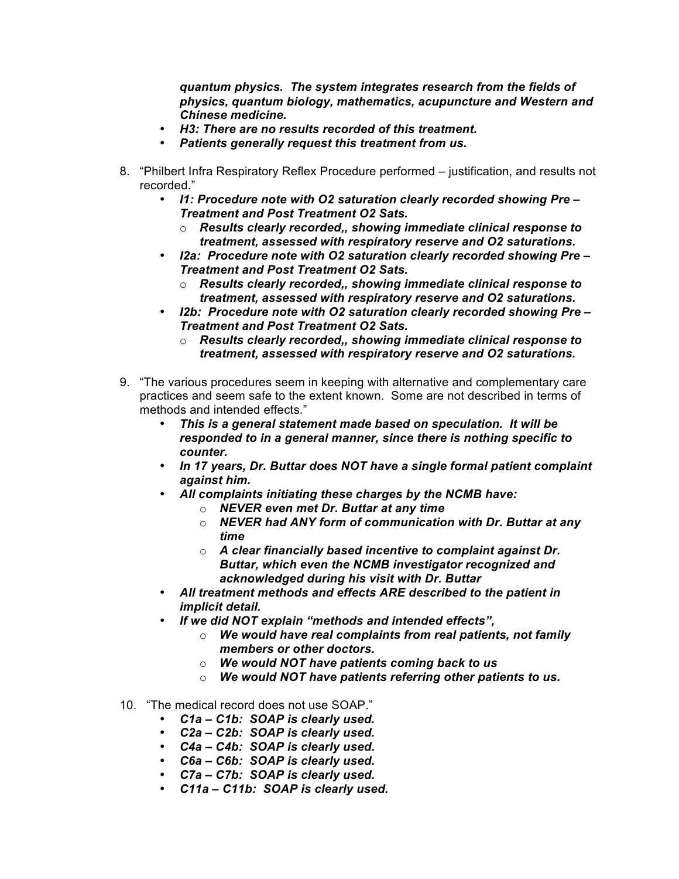***quantum physics. The system integrates research from the fields of physics, quantum biology, mathematics, acupuncture and Western and Chinese medicine.***

- ***H3: There are no results recorded of this treatment.***
- ***Patients generally request this treatment from us.***

8. "Philbert Infra Respiratory Reflex Procedure performed – justification, and results not recorded."
   - ***I1: Procedure note with O2 saturation clearly recorded showing Pre – Treatment and Post Treatment O2 Sats.***
     - ***Results clearly recorded,, showing immediate clinical response to treatment, assessed with respiratory reserve and O2 saturations.***
   - ***I2a: Procedure note with O2 saturation clearly recorded showing Pre – Treatment and Post Treatment O2 Sats.***
     - ***Results clearly recorded,, showing immediate clinical response to treatment, assessed with respiratory reserve and O2 saturations.***
   - ***I2b: Procedure note with O2 saturation clearly recorded showing Pre – Treatment and Post Treatment O2 Sats.***
     - ***Results clearly recorded,, showing immediate clinical response to treatment, assessed with respiratory reserve and O2 saturations.***

9. "The various procedures seem in keeping with alternative and complementary care practices and seem safe to the extent known. Some are not described in terms of methods and intended effects."
   - ***This is a general statement made based on speculation. It will be responded to in a general manner, since there is nothing specific to counter.***
   - ***In 17 years, Dr. Buttar does NOT have a single formal patient complaint against him.***
   - ***All complaints initiating these charges by the NCMB have:***
     - ***NEVER even met Dr. Buttar at any time***
     - ***NEVER had ANY form of communication with Dr. Buttar at any time***
     - ***A clear financially based incentive to complaint against Dr. Buttar, which even the NCMB investigator recognized and acknowledged during his visit with Dr. Buttar***
   - ***All treatment methods and effects ARE described to the patient in implicit detail.***
   - ***If we did NOT explain "methods and intended effects",***
     - ***We would have real complaints from real patients, not family members or other doctors.***
     - ***We would NOT have patients coming back to us***
     - ***We would NOT have patients referring other patients to us.***

10. "The medical record does not use SOAP."
    - ***C1a – C1b: SOAP is clearly used.***
    - ***C2a – C2b: SOAP is clearly used.***
    - ***C4a – C4b: SOAP is clearly used.***
    - ***C6a – C6b: SOAP is clearly used.***
    - ***C7a – C7b: SOAP is clearly used.***
    - ***C11a – C11b: SOAP is clearly used.***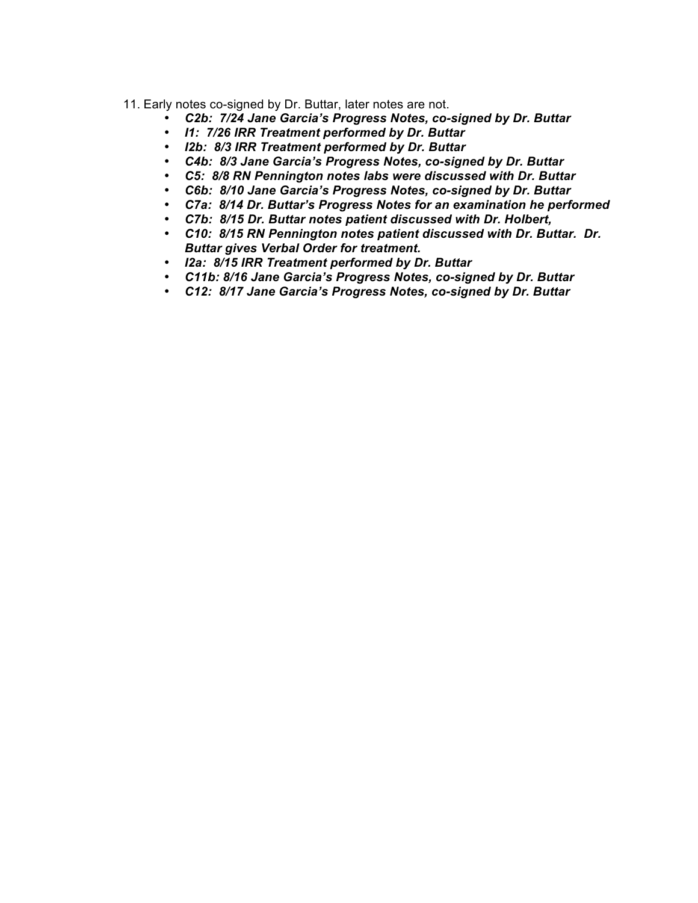11. Early notes co-signed by Dr. Buttar, later notes are not.
    - ***C2b: 7/24 Jane Garcia's Progress Notes, co-signed by Dr. Buttar***
    - ***I1: 7/26 IRR Treatment performed by Dr. Buttar***
    - ***I2b: 8/3 IRR Treatment performed by Dr. Buttar***
    - ***C4b: 8/3 Jane Garcia's Progress Notes, co-signed by Dr. Buttar***
    - ***C5: 8/8 RN Pennington notes labs were discussed with Dr. Buttar***
    - ***C6b: 8/10 Jane Garcia's Progress Notes, co-signed by Dr. Buttar***
    - ***C7a: 8/14 Dr. Buttar's Progress Notes for an examination he performed***
    - ***C7b: 8/15 Dr. Buttar notes patient discussed with Dr. Holbert,***
    - ***C10: 8/15 RN Pennington notes patient discussed with Dr. Buttar. Dr. Buttar gives Verbal Order for treatment.***
    - ***I2a: 8/15 IRR Treatment performed by Dr. Buttar***
    - ***C11b: 8/16 Jane Garcia's Progress Notes, co-signed by Dr. Buttar***
    - ***C12: 8/17 Jane Garcia's Progress Notes, co-signed by Dr. Buttar***